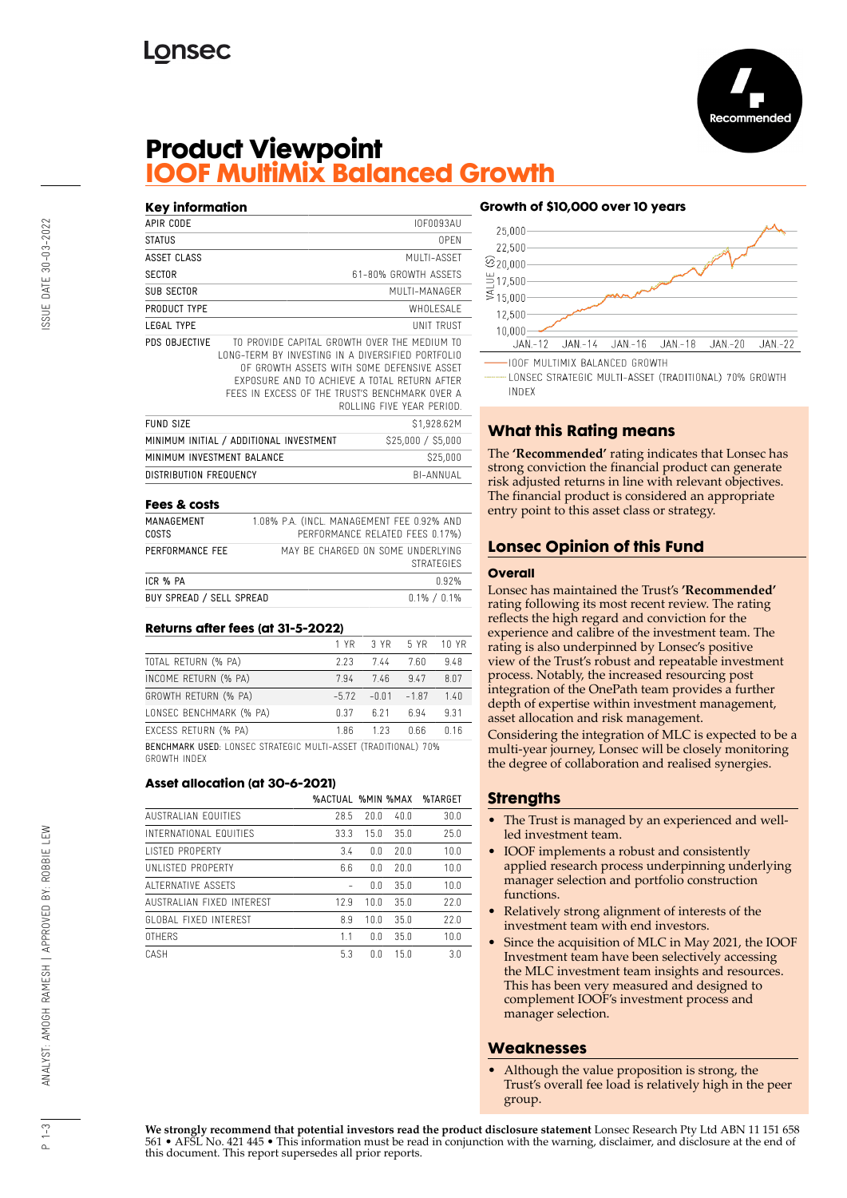# Product Viewpoint
## IOOF MultiMix Balanced Growth

Recommended

### Key information

| | |
|---|---|
| APIR CODE | IOF0093AU |
| STATUS | OPEN |
| ASSET CLASS | MULTI-ASSET |
| SECTOR | 61-80% GROWTH ASSETS |
| SUB SECTOR | MULTI-MANAGER |
| PRODUCT TYPE | WHOLESALE |
| LEGAL TYPE | UNIT TRUST |
| PDS OBJECTIVE | TO PROVIDE CAPITAL GROWTH OVER THE MEDIUM TO LONG-TERM BY INVESTING IN A DIVERSIFIED PORTFOLIO OF GROWTH ASSETS WITH SOME DEFENSIVE ASSET EXPOSURE AND TO ACHIEVE A TOTAL RETURN AFTER FEES IN EXCESS OF THE TRUST'S BENCHMARK OVER A ROLLING FIVE YEAR PERIOD. |
| FUND SIZE | $1,928.62M |
| MINIMUM INITIAL / ADDITIONAL INVESTMENT | $25,000 / $5,000 |
| MINIMUM INVESTMENT BALANCE | $25,000 |
| DISTRIBUTION FREQUENCY | BI-ANNUAL |

### Fees & costs

| | |
|---|---|
| MANAGEMENT COSTS | 1.08% P.A. (INCL. MANAGEMENT FEE 0.92% AND PERFORMANCE RELATED FEES 0.17%) |
| PERFORMANCE FEE | MAY BE CHARGED ON SOME UNDERLYING STRATEGIES |
| ICR % PA | 0.92% |
| BUY SPREAD / SELL SPREAD | 0.1% / 0.1% |

### Returns after fees (at 31-5-2022)

| | 1 YR | 3 YR | 5 YR | 10 YR |
|---|---|---|---|---|
| TOTAL RETURN (% PA) | 2.23 | 7.44 | 7.60 | 9.48 |
| INCOME RETURN (% PA) | 7.94 | 7.46 | 9.47 | 8.07 |
| GROWTH RETURN (% PA) | -5.72 | -0.01 | -1.87 | 1.40 |
| LONSEC BENCHMARK (% PA) | 0.37 | 6.21 | 6.94 | 9.31 |
| EXCESS RETURN (% PA) | 1.86 | 1.23 | 0.66 | 0.16 |

**BENCHMARK USED:** LONSEC STRATEGIC MULTI-ASSET (TRADITIONAL) 70% GROWTH INDEX

### Asset allocation (at 30-6-2021)

| | %ACTUAL | %MIN | %MAX | %TARGET |
|---|---|---|---|---|
| AUSTRALIAN EQUITIES | 28.5 | 20.0 | 40.0 | 30.0 |
| INTERNATIONAL EQUITIES | 33.3 | 15.0 | 35.0 | 25.0 |
| LISTED PROPERTY | 3.4 | 0.0 | 20.0 | 10.0 |
| UNLISTED PROPERTY | 6.6 | 0.0 | 20.0 | 10.0 |
| ALTERNATIVE ASSETS | - | 0.0 | 35.0 | 10.0 |
| AUSTRALIAN FIXED INTEREST | 12.9 | 10.0 | 35.0 | 22.0 |
| GLOBAL FIXED INTEREST | 8.9 | 10.0 | 35.0 | 22.0 |
| OTHERS | 1.1 | 0.0 | 35.0 | 10.0 |
| CASH | 5.3 | 0.0 | 15.0 | 3.0 |

### Growth of $10,000 over 10 years

— IOOF MULTIMIX BALANCED GROWTH
— LONSEC STRATEGIC MULTI-ASSET (TRADITIONAL) 70% GROWTH INDEX

### What this Rating means

The **'Recommended'** rating indicates that Lonsec has strong conviction the financial product can generate risk adjusted returns in line with relevant objectives. The financial product is considered an appropriate entry point to this asset class or strategy.

### Lonsec Opinion of this Fund

**Overall**

Lonsec has maintained the Trust's **'Recommended'** rating following its most recent review. The rating reflects the high regard and conviction for the experience and calibre of the investment team. The rating is also underpinned by Lonsec's positive view of the Trust's robust and repeatable investment process. Notably, the increased resourcing post integration of the OnePath team provides a further depth of expertise within investment management, asset allocation and risk management.

Considering the integration of MLC is expected to be a multi-year journey, Lonsec will be closely monitoring the degree of collaboration and realised synergies.

### Strengths

- The Trust is managed by an experienced and well-led investment team.
- IOOF implements a robust and consistently applied research process underpinning underlying manager selection and portfolio construction functions.
- Relatively strong alignment of interests of the investment team with end investors.
- Since the acquisition of MLC in May 2021, the IOOF Investment team have been selectively accessing the MLC investment team insights and resources. This has been very measured and designed to complement IOOF's investment process and manager selection.

### Weaknesses

- Although the value proposition is strong, the Trust's overall fee load is relatively high in the peer group.

**We strongly recommend that potential investors read the product disclosure statement** Lonsec Research Pty Ltd ABN 11 151 658 561 • AFSL No. 421 445 • This information must be read in conjunction with the warning, disclaimer, and disclosure at the end of this document. This report supersedes all prior reports.

ISSUE DATE 30-03-2022

ANALYST: AMOGH RAMESH | APPROVED BY: ROBBIE LEW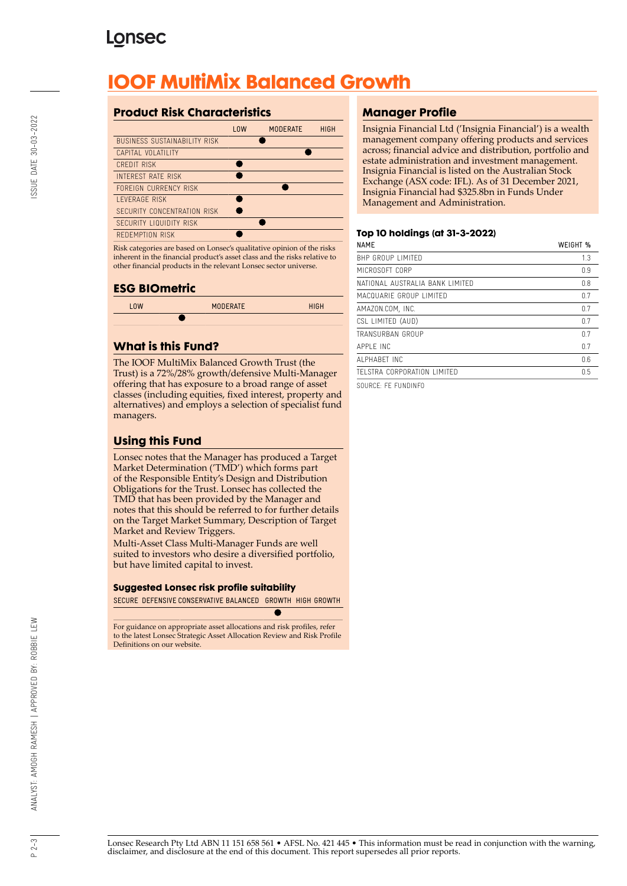# IOOF MultiMix Balanced Growth

## Product Risk Characteristics

| | LOW | MODERATE | HIGH |
|---|---|---|---|
| BUSINESS SUSTAINABILITY RISK | | ● | |
| CAPITAL VOLATILITY | | | ● |
| CREDIT RISK | ● | | |
| INTEREST RATE RISK | ● | | |
| FOREIGN CURRENCY RISK | | ● | |
| LEVERAGE RISK | ● | | |
| SECURITY CONCENTRATION RISK | ● | | |
| SECURITY LIQUIDITY RISK | | ● | |
| REDEMPTION RISK | ● | | |

Risk categories are based on Lonsec's qualitative opinion of the risks inherent in the financial product's asset class and the risks relative to other financial products in the relevant Lonsec sector universe.

## ESG BIOmetric

| LOW | MODERATE | HIGH |
|---|---|---|
| ● | | |

## What is this Fund?

The IOOF MultiMix Balanced Growth Trust (the Trust) is a 72%/28% growth/defensive Multi-Manager offering that has exposure to a broad range of asset classes (including equities, fixed interest, property and alternatives) and employs a selection of specialist fund managers.

## Using this Fund

Lonsec notes that the Manager has produced a Target Market Determination ('TMD') which forms part of the Responsible Entity's Design and Distribution Obligations for the Trust. Lonsec has collected the TMD that has been provided by the Manager and notes that this should be referred to for further details on the Target Market Summary, Description of Target Market and Review Triggers.

Multi-Asset Class Multi-Manager Funds are well suited to investors who desire a diversified portfolio, but have limited capital to invest.

### Suggested Lonsec risk profile suitability

| SECURE | DEFENSIVE | CONSERVATIVE | BALANCED | GROWTH | HIGH GROWTH |
|---|---|---|---|---|---|
| | | | | ● | |

For guidance on appropriate asset allocations and risk profiles, refer to the latest Lonsec Strategic Asset Allocation Review and Risk Profile Definitions on our website.

## Manager Profile

Insignia Financial Ltd ('Insignia Financial') is a wealth management company offering products and services across; financial advice and distribution, portfolio and estate administration and investment management. Insignia Financial is listed on the Australian Stock Exchange (ASX code: IFL). As of 31 December 2021, Insignia Financial had $325.8bn in Funds Under Management and Administration.

### Top 10 holdings (at 31-3-2022)

| NAME | WEIGHT % |
|---|---|
| BHP GROUP LIMITED | 1.3 |
| MICROSOFT CORP | 0.9 |
| NATIONAL AUSTRALIA BANK LIMITED | 0.8 |
| MACQUARIE GROUP LIMITED | 0.7 |
| AMAZON.COM, INC. | 0.7 |
| CSL LIMITED (AUD) | 0.7 |
| TRANSURBAN GROUP | 0.7 |
| APPLE INC | 0.7 |
| ALPHABET INC | 0.6 |
| TELSTRA CORPORATION LIMITED | 0.5 |

SOURCE: FE FUNDINFO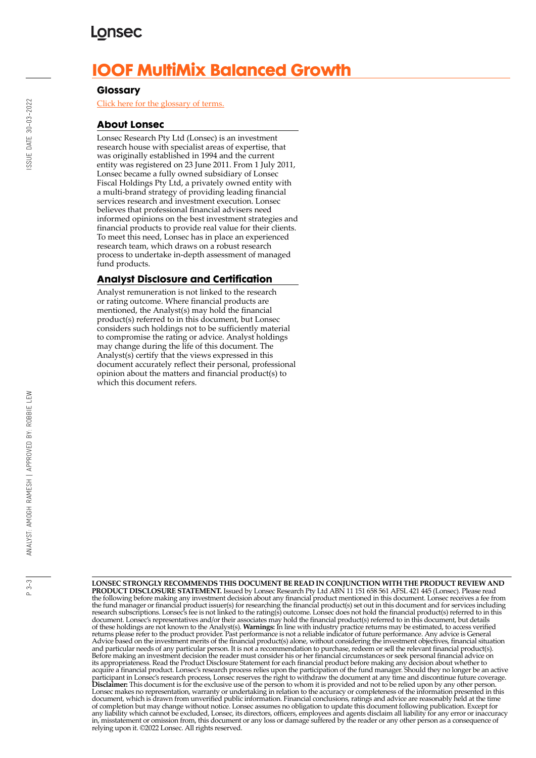# IOOF MultiMix Balanced Growth

## Glossary

[Click here for the glossary of terms.]

## About Lonsec

Lonsec Research Pty Ltd (Lonsec) is an investment research house with specialist areas of expertise, that was originally established in 1994 and the current entity was registered on 23 June 2011. From 1 July 2011, Lonsec became a fully owned subsidiary of Lonsec Fiscal Holdings Pty Ltd, a privately owned entity with a multi-brand strategy of providing leading financial services research and investment execution. Lonsec believes that professional financial advisers need informed opinions on the best investment strategies and financial products to provide real value for their clients. To meet this need, Lonsec has in place an experienced research team, which draws on a robust research process to undertake in-depth assessment of managed fund products.

## Analyst Disclosure and Certification

Analyst remuneration is not linked to the research or rating outcome. Where financial products are mentioned, the Analyst(s) may hold the financial product(s) referred to in this document, but Lonsec considers such holdings not to be sufficiently material to compromise the rating or advice. Analyst holdings may change during the life of this document. The Analyst(s) certify that the views expressed in this document accurately reflect their personal, professional opinion about the matters and financial product(s) to which this document refers.

**LONSEC STRONGLY RECOMMENDS THIS DOCUMENT BE READ IN CONJUNCTION WITH THE PRODUCT REVIEW AND PRODUCT DISCLOSURE STATEMENT.** Issued by Lonsec Research Pty Ltd ABN 11 151 658 561 AFSL 421 445 (Lonsec). Please read the following before making any investment decision about any financial product mentioned in this document. Lonsec receives a fee from the fund manager or financial product issuer(s) for researching the financial product(s) set out in this document and for services including research subscriptions. Lonsec's fee is not linked to the rating(s) outcome. Lonsec does not hold the financial product(s) referred to in this document. Lonsec's representatives and/or their associates may hold the financial product(s) referred to in this document, but details of these holdings are not known to the Analyst(s). **Warnings:** In line with industry practice returns may be estimated, to access verified returns please refer to the product provider. Past performance is not a reliable indicator of future performance. Any advice is General Advice based on the investment merits of the financial product(s) alone, without considering the investment objectives, financial situation and particular needs of any particular person. It is not a recommendation to purchase, redeem or sell the relevant financial product(s). Before making an investment decision the reader must consider his or her financial circumstances or seek personal financial advice on its appropriateness. Read the Product Disclosure Statement for each financial product before making any decision about whether to acquire a financial product. Lonsec's research process relies upon the participation of the fund manager. Should they no longer be an active participant in Lonsec's research process, Lonsec reserves the right to withdraw the document at any time and discontinue future coverage. **Disclaimer:** This document is for the exclusive use of the person to whom it is provided and not to be relied upon by any other person. Lonsec makes no representation, warranty or undertaking in relation to the accuracy or completeness of the information presented in this document, which is drawn from unverified public information. Financial conclusions, ratings and advice are reasonably held at the time of completion but may change without notice. Lonsec assumes no obligation to update this document following publication. Except for any liability which cannot be excluded, Lonsec, its directors, officers, employees and agents disclaim all liability for any error or inaccuracy in, misstatement or omission from, this document or any loss or damage suffered by the reader or any other person as a consequence of relying upon it. ©2022 Lonsec. All rights reserved.